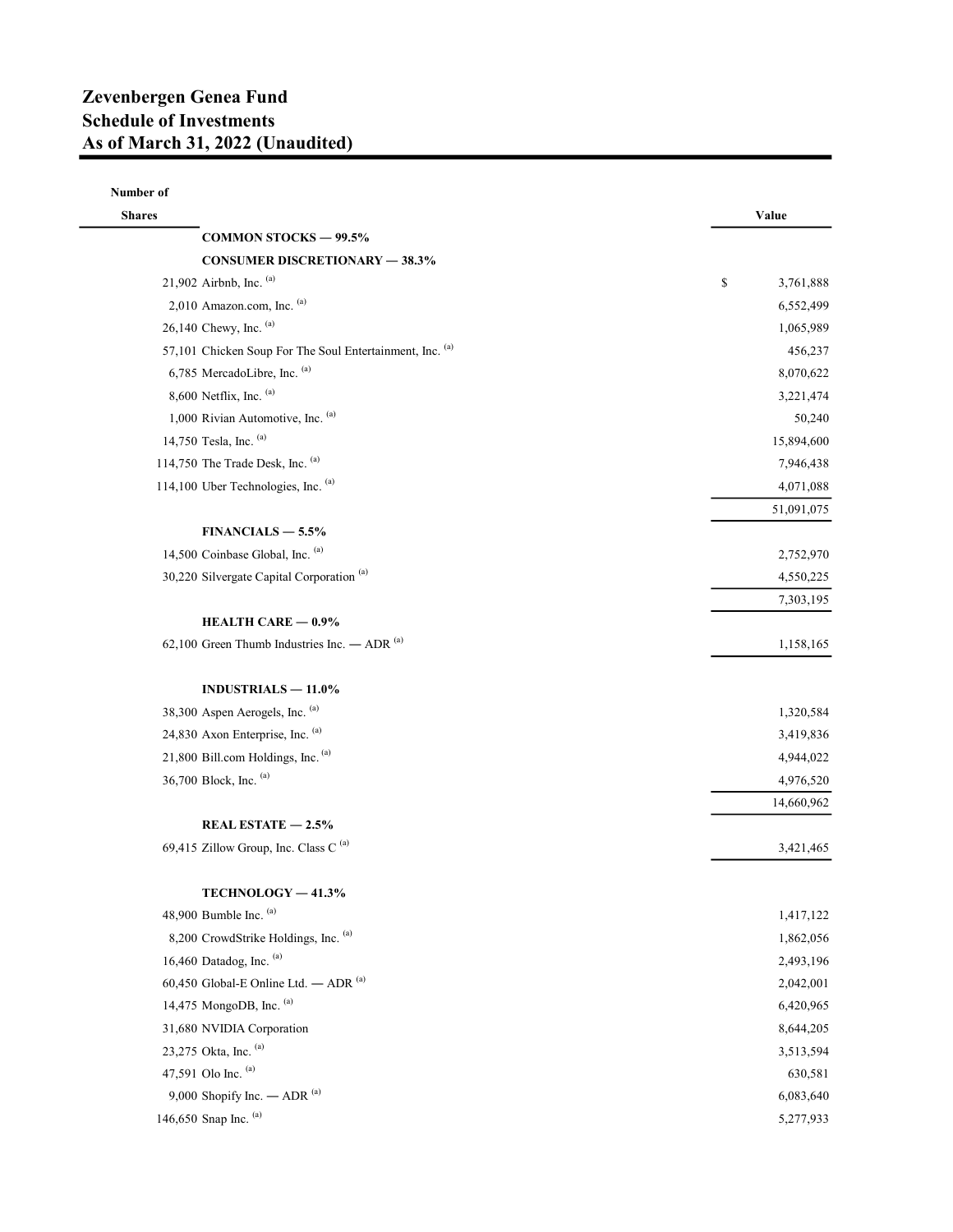# Zevenbergen Genea Fund
# Schedule of Investments
# As of March 31, 2022 (Unaudited)

| Number of Shares | | Value |
|---|---|---|
| | **COMMON STOCKS — 99.5%** | |
| | **CONSUMER DISCRETIONARY — 38.3%** | |
| 21,902 | Airbnb, Inc. [(a)] | $ 3,761,888 |
| 2,010 | Amazon.com, Inc. [(a)] | 6,552,499 |
| 26,140 | Chewy, Inc. [(a)] | 1,065,989 |
| 57,101 | Chicken Soup For The Soul Entertainment, Inc. [(a)] | 456,237 |
| 6,785 | MercadoLibre, Inc. [(a)] | 8,070,622 |
| 8,600 | Netflix, Inc. [(a)] | 3,221,474 |
| 1,000 | Rivian Automotive, Inc. [(a)] | 50,240 |
| 14,750 | Tesla, Inc. [(a)] | 15,894,600 |
| 114,750 | The Trade Desk, Inc. [(a)] | 7,946,438 |
| 114,100 | Uber Technologies, Inc. [(a)] | 4,071,088 |
| | | 51,091,075 |
| | **FINANCIALS — 5.5%** | |
| 14,500 | Coinbase Global, Inc. [(a)] | 2,752,970 |
| 30,220 | Silvergate Capital Corporation [(a)] | 4,550,225 |
| | | 7,303,195 |
| | **HEALTH CARE — 0.9%** | |
| 62,100 | Green Thumb Industries Inc. — ADR [(a)] | 1,158,165 |
| | **INDUSTRIALS — 11.0%** | |
| 38,300 | Aspen Aerogels, Inc. [(a)] | 1,320,584 |
| 24,830 | Axon Enterprise, Inc. [(a)] | 3,419,836 |
| 21,800 | Bill.com Holdings, Inc. [(a)] | 4,944,022 |
| 36,700 | Block, Inc. [(a)] | 4,976,520 |
| | | 14,660,962 |
| | **REAL ESTATE — 2.5%** | |
| 69,415 | Zillow Group, Inc. Class C [(a)] | 3,421,465 |
| | **TECHNOLOGY — 41.3%** | |
| 48,900 | Bumble Inc. [(a)] | 1,417,122 |
| 8,200 | CrowdStrike Holdings, Inc. [(a)] | 1,862,056 |
| 16,460 | Datadog, Inc. [(a)] | 2,493,196 |
| 60,450 | Global-E Online Ltd. — ADR [(a)] | 2,042,001 |
| 14,475 | MongoDB, Inc. [(a)] | 6,420,965 |
| 31,680 | NVIDIA Corporation | 8,644,205 |
| 23,275 | Okta, Inc. [(a)] | 3,513,594 |
| 47,591 | Olo Inc. [(a)] | 630,581 |
| 9,000 | Shopify Inc. — ADR [(a)] | 6,083,640 |
| 146,650 | Snap Inc. [(a)] | 5,277,933 |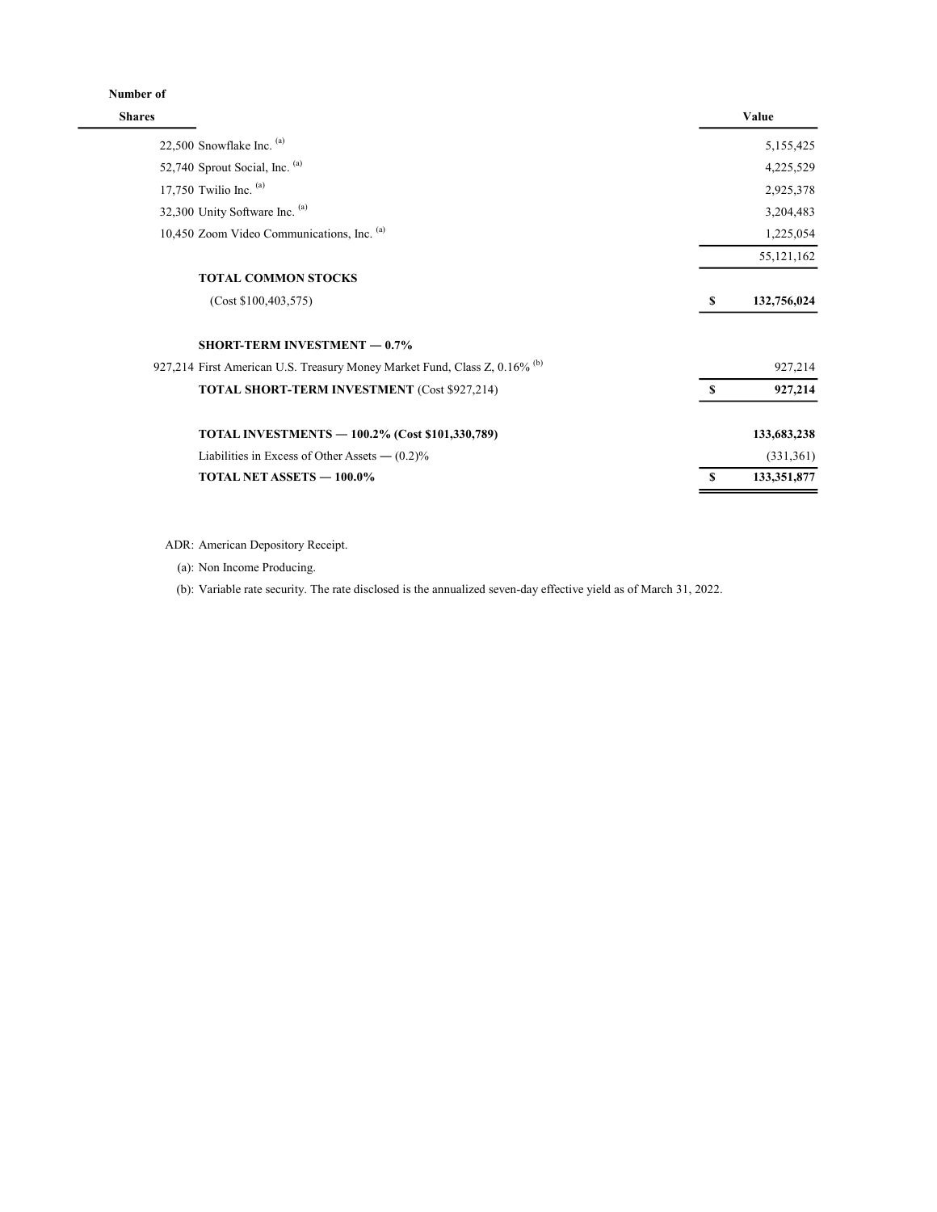| Number of Shares | | | Value |
|---|---|---|---|
| 22,500 | Snowflake Inc. [(a)] | | 5,155,425 |
| 52,740 | Sprout Social, Inc. [(a)] | | 4,225,529 |
| 17,750 | Twilio Inc. [(a)] | | 2,925,378 |
| 32,300 | Unity Software Inc. [(a)] | | 3,204,483 |
| 10,450 | Zoom Video Communications, Inc. [(a)] | | 1,225,054 |
| | | | 55,121,162 |
| | **TOTAL COMMON STOCKS** | | |
| | (Cost $100,403,575) | **$** | **132,756,024** |
| | | | |
| | **SHORT-TERM INVESTMENT — 0.7%** | | |
| 927,214 | First American U.S. Treasury Money Market Fund, Class Z, 0.16% [(b)] | | 927,214 |
| | **TOTAL SHORT-TERM INVESTMENT** (Cost $927,214) | **$** | **927,214** |
| | | | |
| | **TOTAL INVESTMENTS — 100.2% (Cost $101,330,789)** | | **133,683,238** |
| | Liabilities in Excess of Other Assets — (0.2)% | | (331,361) |
| | **TOTAL NET ASSETS — 100.0%** | **$** | **133,351,877** |

ADR: American Depository Receipt.

(a): Non Income Producing.

(b): Variable rate security. The rate disclosed is the annualized seven-day effective yield as of March 31, 2022.